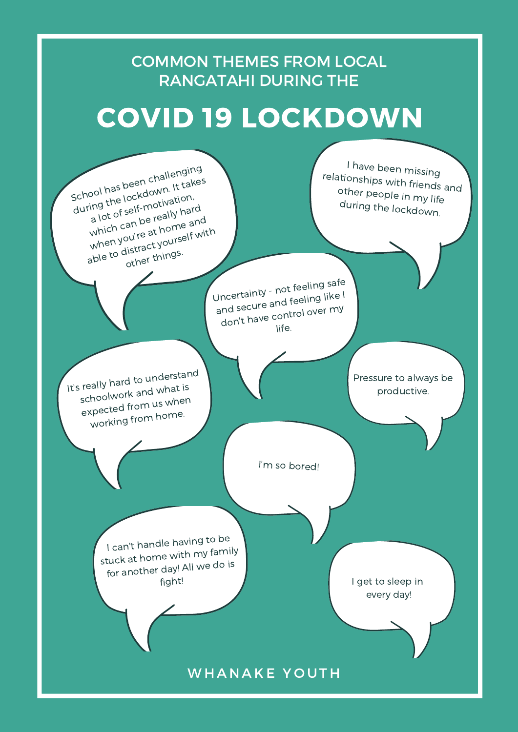COMMON THEMES FROM LOCAL RANGATAHI DURING THE

# COVID 19 LOCKDOWN

- School has been challenging during the lockdown. It takes a lot of self-motivation, which can be really hard when you're at home and able to distract yourself with other things.
- I have been missing relationships with friends and other people in my life during the lockdown.
- Uncertainty - not feeling safe and secure and feeling like I don't have control over my life.
- It's really hard to understand schoolwork and what is expected from us when working from home.
- Pressure to always be productive.
- I'm so bored!
- I can't handle having to be stuck at home with my family for another day! All we do is fight!
- I get to sleep in every day!

WHANAKE YOUTH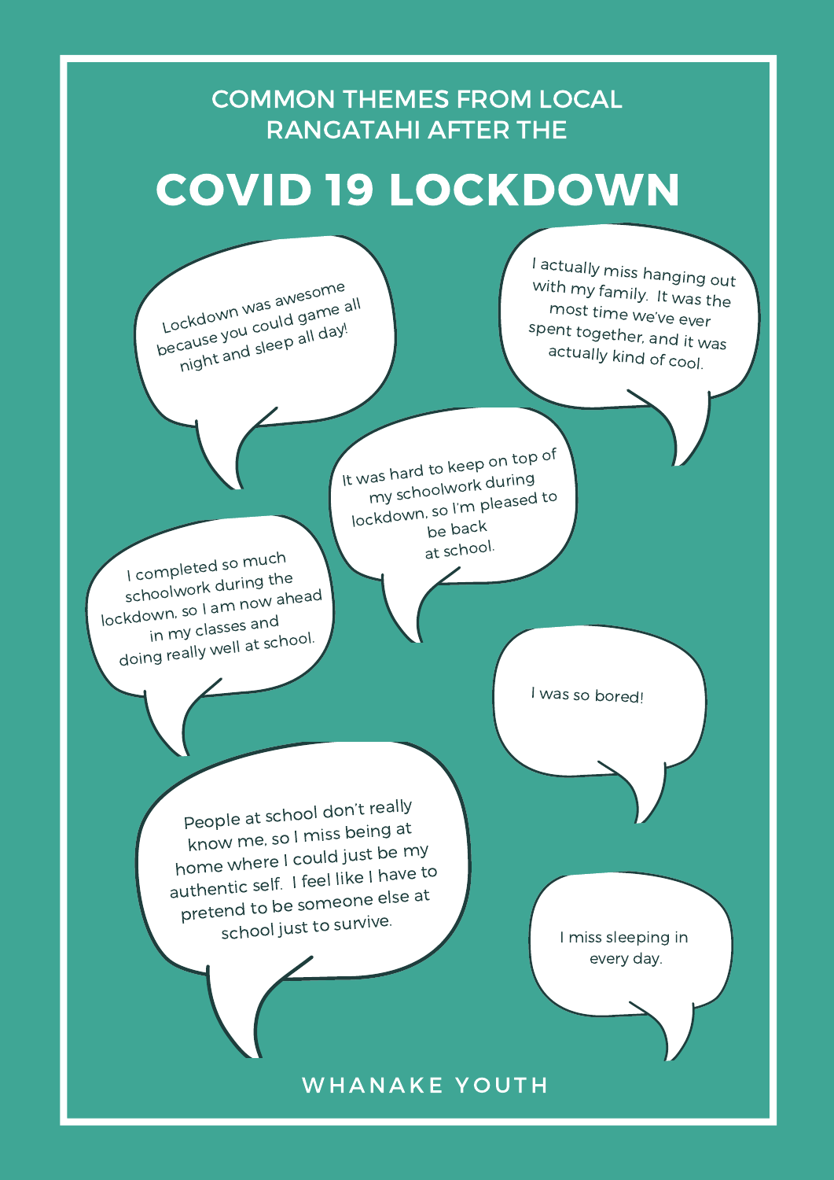COMMON THEMES FROM LOCAL RANGATAHI AFTER THE

# COVID 19 LOCKDOWN

Lockdown was awesome because you could game all night and sleep all day!

I actually miss hanging out with my family. It was the most time we've ever spent together, and it was actually kind of cool.

It was hard to keep on top of my schoolwork during lockdown, so I'm pleased to be back at school.

I completed so much schoolwork during the lockdown, so I am now ahead in my classes and doing really well at school.

I was so bored!

People at school don't really know me, so I miss being at home where I could just be my authentic self. I feel like I have to pretend to be someone else at school just to survive.

I miss sleeping in every day.

WHANAKE YOUTH